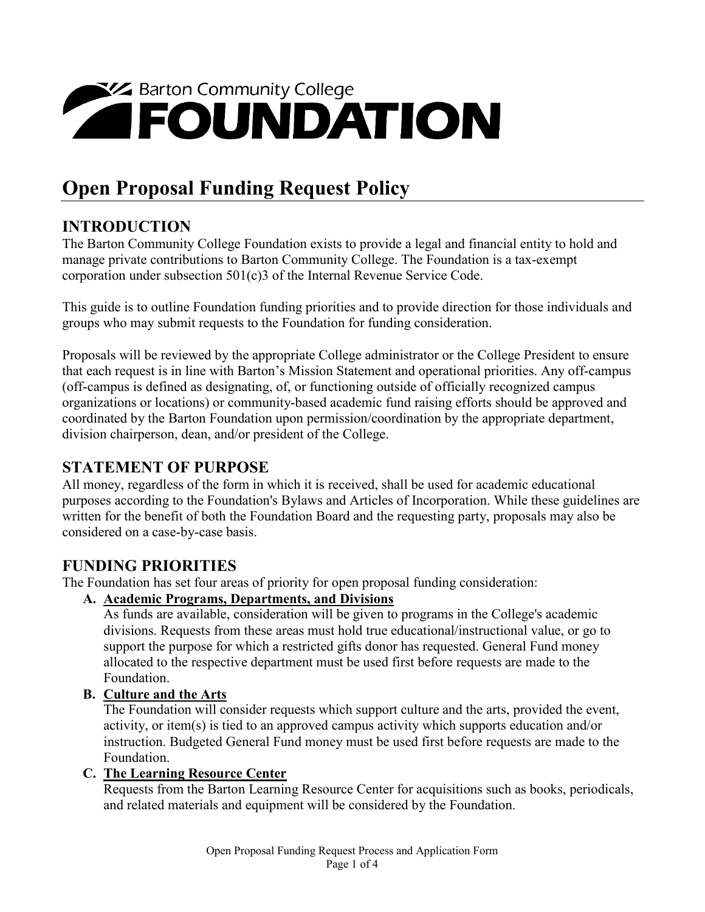Barton Community College

# FOUNDATION

# Open Proposal Funding Request Policy

## INTRODUCTION

The Barton Community College Foundation exists to provide a legal and financial entity to hold and manage private contributions to Barton Community College. The Foundation is a tax-exempt corporation under subsection 501(c)3 of the Internal Revenue Service Code.

This guide is to outline Foundation funding priorities and to provide direction for those individuals and groups who may submit requests to the Foundation for funding consideration.

Proposals will be reviewed by the appropriate College administrator or the College President to ensure that each request is in line with Barton's Mission Statement and operational priorities. Any off-campus (off-campus is defined as designating, of, or functioning outside of officially recognized campus organizations or locations) or community-based academic fund raising efforts should be approved and coordinated by the Barton Foundation upon permission/coordination by the appropriate department, division chairperson, dean, and/or president of the College.

## STATEMENT OF PURPOSE

All money, regardless of the form in which it is received, shall be used for academic educational purposes according to the Foundation's Bylaws and Articles of Incorporation. While these guidelines are written for the benefit of both the Foundation Board and the requesting party, proposals may also be considered on a case-by-case basis.

## FUNDING PRIORITIES

The Foundation has set four areas of priority for open proposal funding consideration:

**A. Academic Programs, Departments, and Divisions**

As funds are available, consideration will be given to programs in the College's academic divisions. Requests from these areas must hold true educational/instructional value, or go to support the purpose for which a restricted gifts donor has requested. General Fund money allocated to the respective department must be used first before requests are made to the Foundation.

**B. Culture and the Arts**

The Foundation will consider requests which support culture and the arts, provided the event, activity, or item(s) is tied to an approved campus activity which supports education and/or instruction. Budgeted General Fund money must be used first before requests are made to the Foundation.

**C. The Learning Resource Center**

Requests from the Barton Learning Resource Center for acquisitions such as books, periodicals, and related materials and equipment will be considered by the Foundation.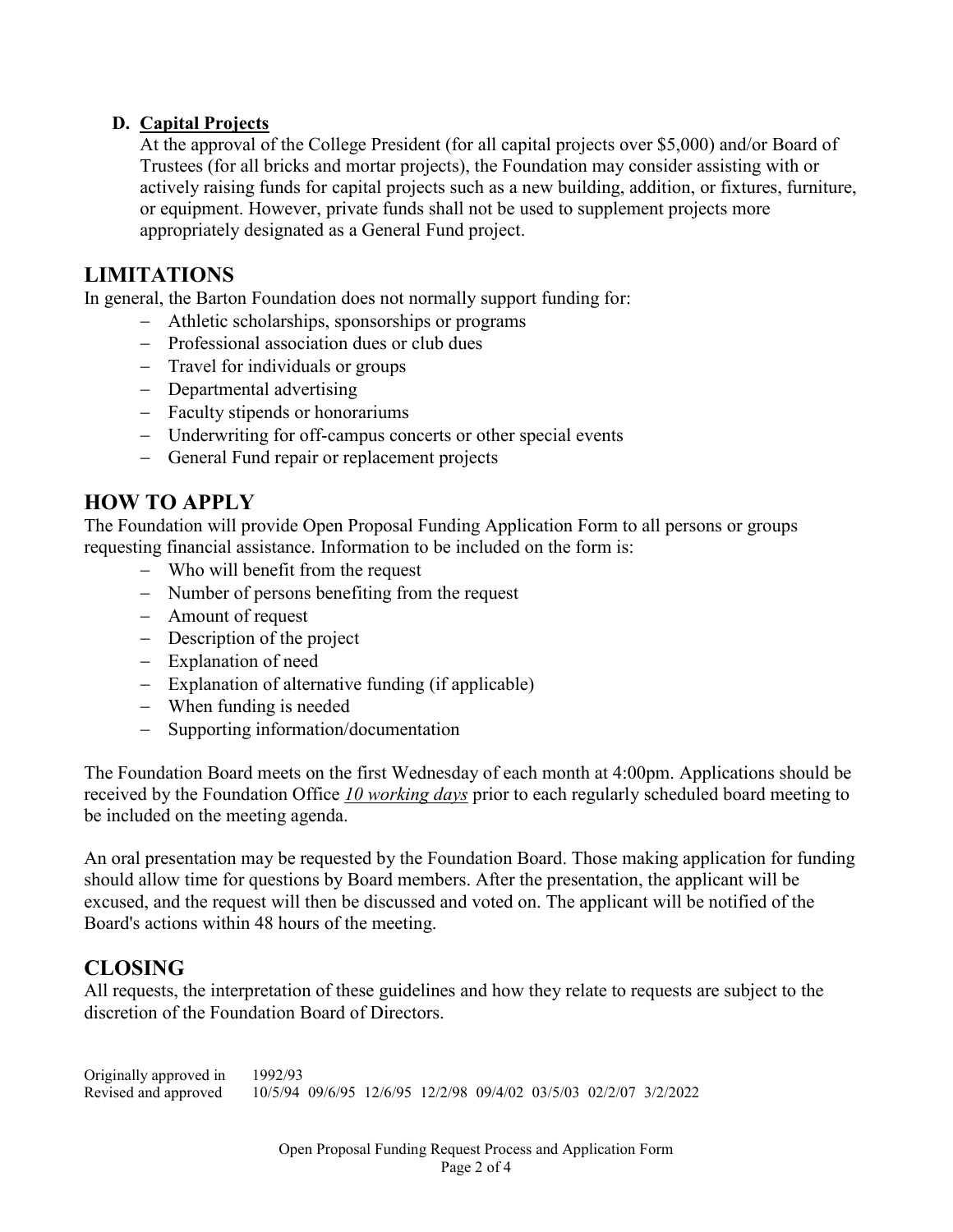**D. Capital Projects**

At the approval of the College President (for all capital projects over $5,000) and/or Board of Trustees (for all bricks and mortar projects), the Foundation may consider assisting with or actively raising funds for capital projects such as a new building, addition, or fixtures, furniture, or equipment. However, private funds shall not be used to supplement projects more appropriately designated as a General Fund project.

## LIMITATIONS

In general, the Barton Foundation does not normally support funding for:

- Athletic scholarships, sponsorships or programs
- Professional association dues or club dues
- Travel for individuals or groups
- Departmental advertising
- Faculty stipends or honorariums
- Underwriting for off-campus concerts or other special events
- General Fund repair or replacement projects

## HOW TO APPLY

The Foundation will provide Open Proposal Funding Application Form to all persons or groups requesting financial assistance. Information to be included on the form is:

- Who will benefit from the request
- Number of persons benefiting from the request
- Amount of request
- Description of the project
- Explanation of need
- Explanation of alternative funding (if applicable)
- When funding is needed
- Supporting information/documentation

The Foundation Board meets on the first Wednesday of each month at 4:00pm. Applications should be received by the Foundation Office ***10 working days*** prior to each regularly scheduled board meeting to be included on the meeting agenda.

An oral presentation may be requested by the Foundation Board. Those making application for funding should allow time for questions by Board members. After the presentation, the applicant will be excused, and the request will then be discussed and voted on. The applicant will be notified of the Board's actions within 48 hours of the meeting.

## CLOSING

All requests, the interpretation of these guidelines and how they relate to requests are subject to the discretion of the Foundation Board of Directors.

Originally approved in 1992/93
Revised and approved 10/5/94 09/6/95 12/6/95 12/2/98 09/4/02 03/5/03 02/2/07 3/2/2022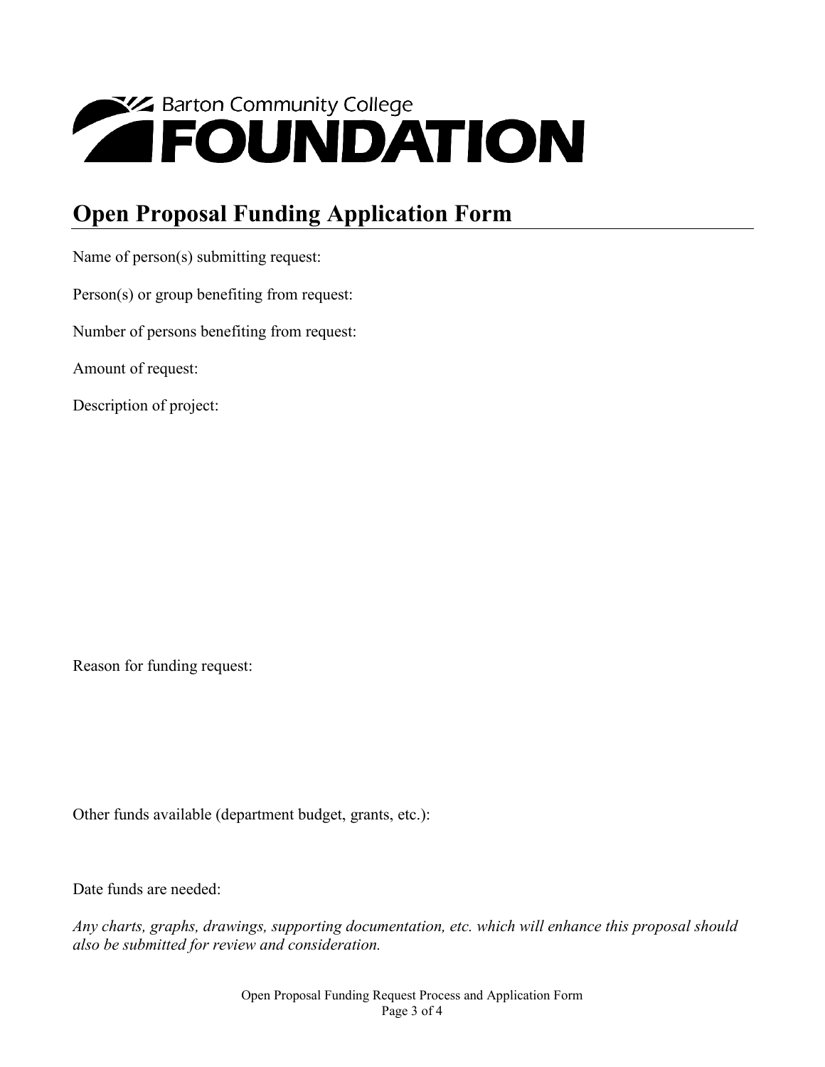Barton Community College

# FOUNDATION

## Open Proposal Funding Application Form

Name of person(s) submitting request:

Person(s) or group benefiting from request:

Number of persons benefiting from request:

Amount of request:

Description of project:

Reason for funding request:

Other funds available (department budget, grants, etc.):

Date funds are needed:

*Any charts, graphs, drawings, supporting documentation, etc. which will enhance this proposal should also be submitted for review and consideration.*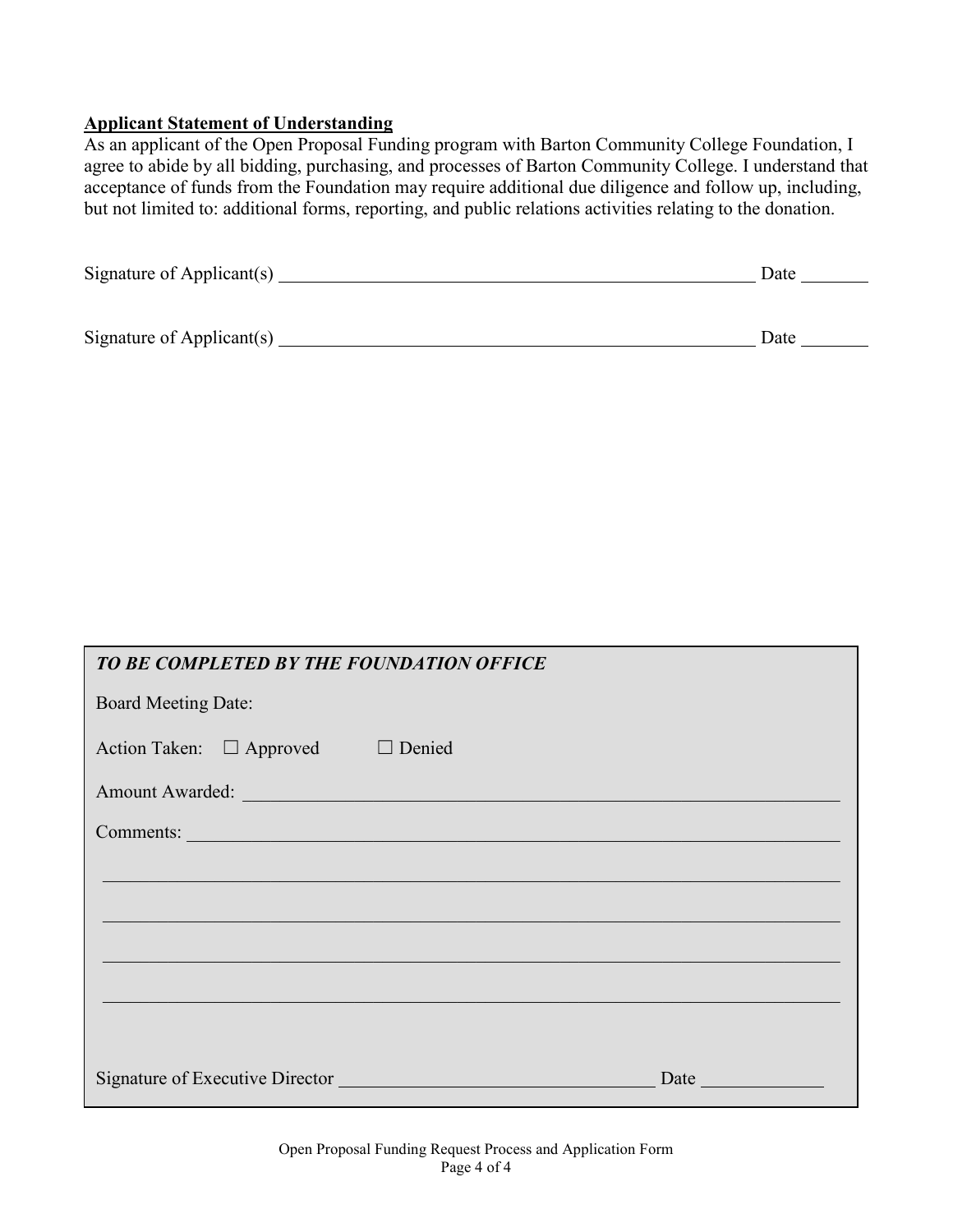**Applicant Statement of Understanding**

As an applicant of the Open Proposal Funding program with Barton Community College Foundation, I agree to abide by all bidding, purchasing, and processes of Barton Community College. I understand that acceptance of funds from the Foundation may require additional due diligence and follow up, including, but not limited to: additional forms, reporting, and public relations activities relating to the donation.

Signature of Applicant(s) ______________________________________________________ Date _______

Signature of Applicant(s) ______________________________________________________ Date _______

***TO BE COMPLETED BY THE FOUNDATION OFFICE***

Board Meeting Date:

Action Taken: ☐ Approved ☐ Denied

Amount Awarded: ______________________________________________________________

Comments: ___________________________________________________________________

_____________________________________________________________________________

_____________________________________________________________________________

_____________________________________________________________________________

_____________________________________________________________________________

Signature of Executive Director ________________________________ Date ____________